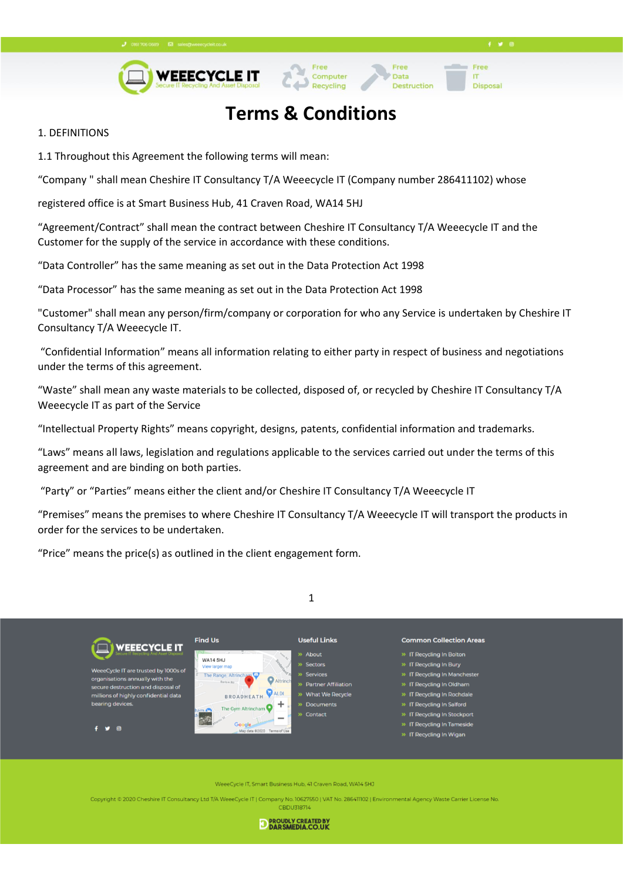# Terms & Conditions

1. DEFINITIONS

1.1 Throughout this Agreement the following terms will mean:

“Company " shall mean Cheshire IT Consultancy T/A Weeecycle IT (Company number 286411102) whose

registered office is at Smart Business Hub, 41 Craven Road, WA14 5HJ

“Agreement/Contract” shall mean the contract between Cheshire IT Consultancy T/A Weeecycle IT and the Customer for the supply of the service in accordance with these conditions.

“Data Controller” has the same meaning as set out in the Data Protection Act 1998

“Data Processor” has the same meaning as set out in the Data Protection Act 1998

"Customer" shall mean any person/firm/company or corporation for who any Service is undertaken by Cheshire IT Consultancy T/A Weeecycle IT.

“Confidential Information” means all information relating to either party in respect of business and negotiations under the terms of this agreement.

“Waste” shall mean any waste materials to be collected, disposed of, or recycled by Cheshire IT Consultancy T/A Weeecycle IT as part of the Service

“Intellectual Property Rights” means copyright, designs, patents, confidential information and trademarks.

“Laws” means all laws, legislation and regulations applicable to the services carried out under the terms of this agreement and are binding on both parties.

“Party” or “Parties” means either the client and/or Cheshire IT Consultancy T/A Weeecycle IT

“Premises” means the premises to where Cheshire IT Consultancy T/A Weeecycle IT will transport the products in order for the services to be undertaken.

“Price” means the price(s) as outlined in the client engagement form.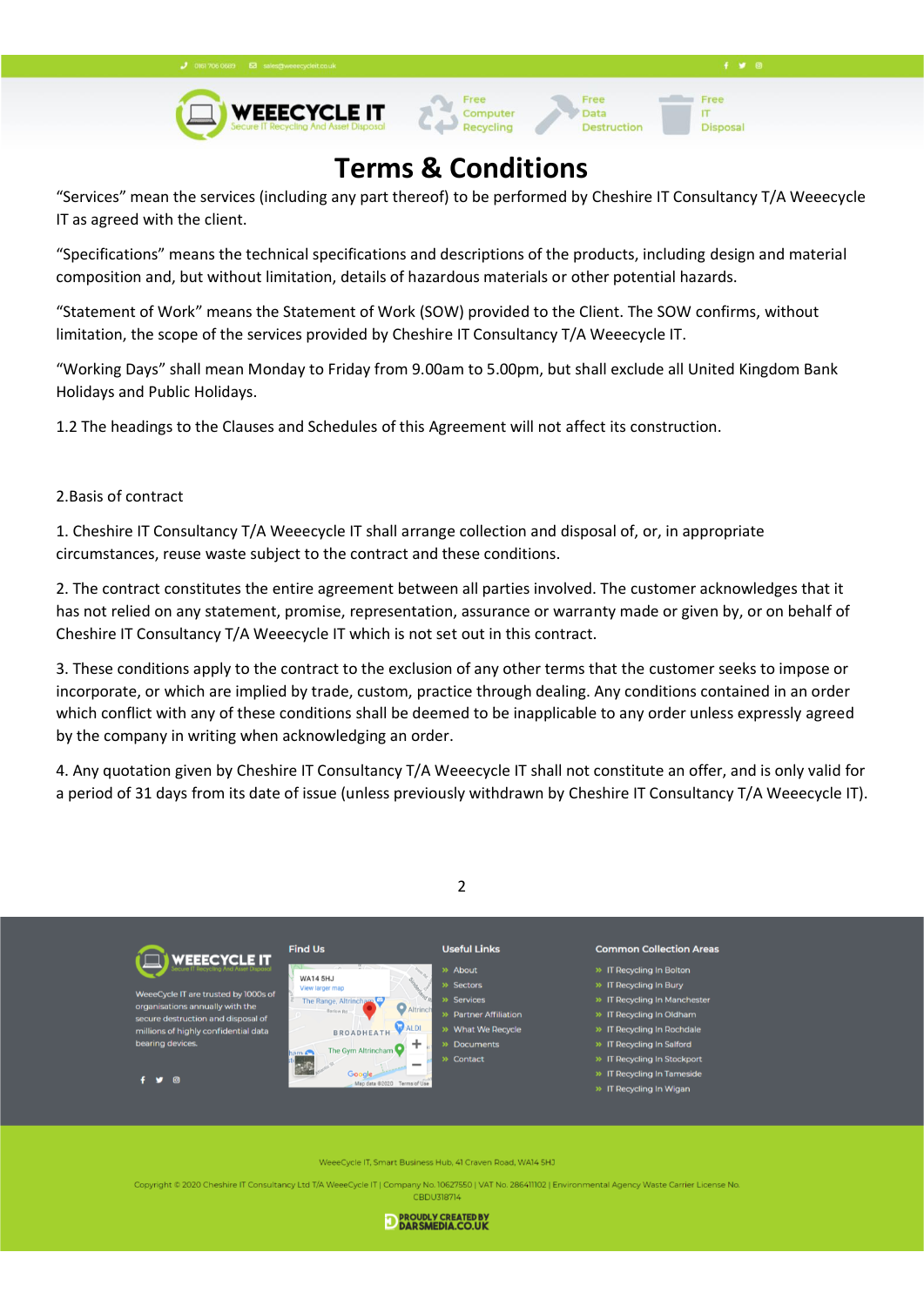# Terms & Conditions

“Services” mean the services (including any part thereof) to be performed by Cheshire IT Consultancy T/A Weeecycle IT as agreed with the client.

“Specifications” means the technical specifications and descriptions of the products, including design and material composition and, but without limitation, details of hazardous materials or other potential hazards.

“Statement of Work” means the Statement of Work (SOW) provided to the Client. The SOW confirms, without limitation, the scope of the services provided by Cheshire IT Consultancy T/A Weeecycle IT.

“Working Days” shall mean Monday to Friday from 9.00am to 5.00pm, but shall exclude all United Kingdom Bank Holidays and Public Holidays.

1.2 The headings to the Clauses and Schedules of this Agreement will not affect its construction.

2.Basis of contract

1. Cheshire IT Consultancy T/A Weeecycle IT shall arrange collection and disposal of, or, in appropriate circumstances, reuse waste subject to the contract and these conditions.

2. The contract constitutes the entire agreement between all parties involved. The customer acknowledges that it has not relied on any statement, promise, representation, assurance or warranty made or given by, or on behalf of Cheshire IT Consultancy T/A Weeecycle IT which is not set out in this contract.

3. These conditions apply to the contract to the exclusion of any other terms that the customer seeks to impose or incorporate, or which are implied by trade, custom, practice through dealing. Any conditions contained in an order which conflict with any of these conditions shall be deemed to be inapplicable to any order unless expressly agreed by the company in writing when acknowledging an order.

4. Any quotation given by Cheshire IT Consultancy T/A Weeecycle IT shall not constitute an offer, and is only valid for a period of 31 days from its date of issue (unless previously withdrawn by Cheshire IT Consultancy T/A Weeecycle IT).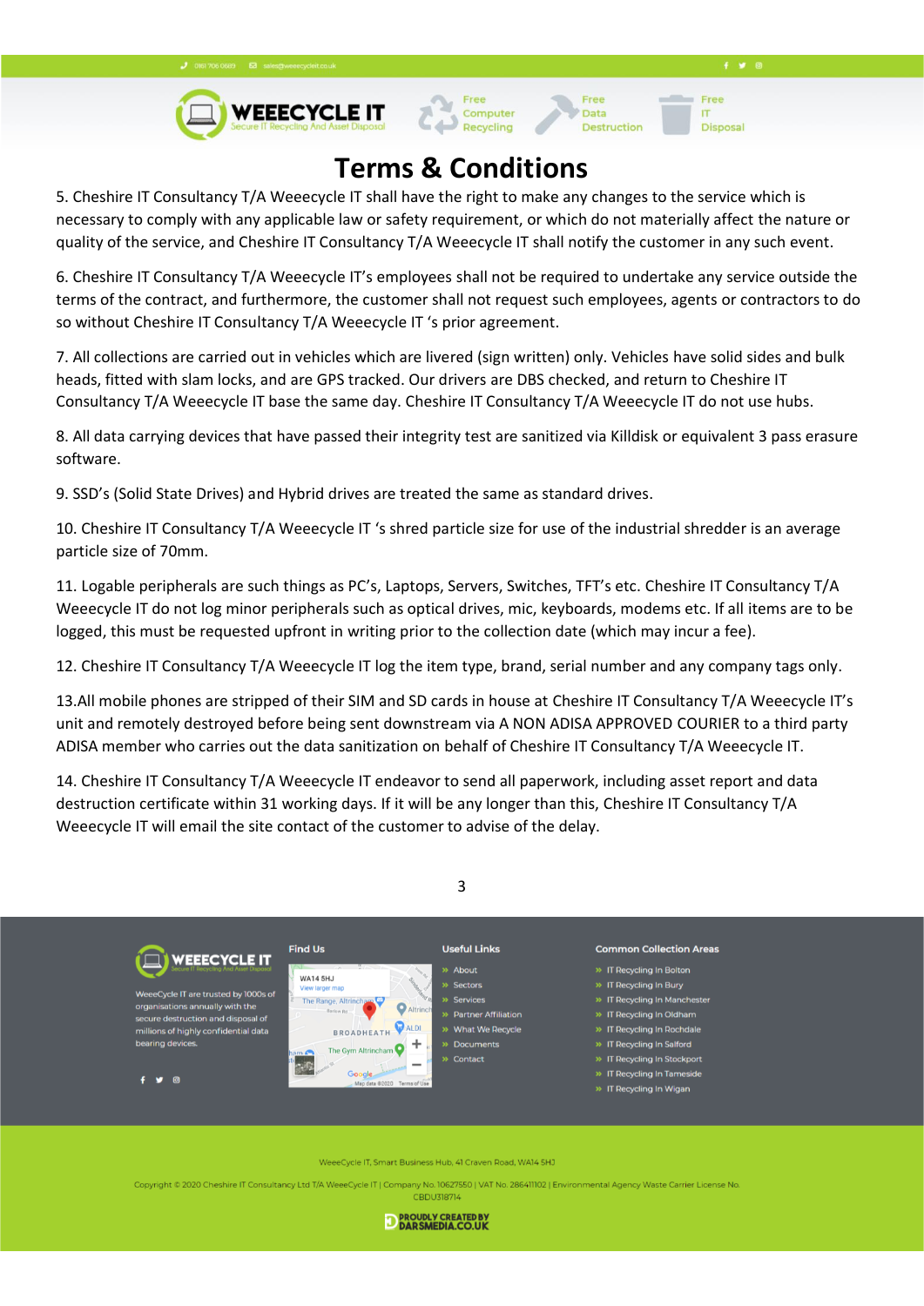# Terms & Conditions

5. Cheshire IT Consultancy T/A Weeecycle IT shall have the right to make any changes to the service which is necessary to comply with any applicable law or safety requirement, or which do not materially affect the nature or quality of the service, and Cheshire IT Consultancy T/A Weeecycle IT shall notify the customer in any such event.

6. Cheshire IT Consultancy T/A Weeecycle IT's employees shall not be required to undertake any service outside the terms of the contract, and furthermore, the customer shall not request such employees, agents or contractors to do so without Cheshire IT Consultancy T/A Weeecycle IT 's prior agreement.

7. All collections are carried out in vehicles which are livered (sign written) only. Vehicles have solid sides and bulk heads, fitted with slam locks, and are GPS tracked. Our drivers are DBS checked, and return to Cheshire IT Consultancy T/A Weeecycle IT base the same day. Cheshire IT Consultancy T/A Weeecycle IT do not use hubs.

8. All data carrying devices that have passed their integrity test are sanitized via Killdisk or equivalent 3 pass erasure software.

9. SSD's (Solid State Drives) and Hybrid drives are treated the same as standard drives.

10. Cheshire IT Consultancy T/A Weeecycle IT 's shred particle size for use of the industrial shredder is an average particle size of 70mm.

11. Logable peripherals are such things as PC's, Laptops, Servers, Switches, TFT's etc. Cheshire IT Consultancy T/A Weeecycle IT do not log minor peripherals such as optical drives, mic, keyboards, modems etc. If all items are to be logged, this must be requested upfront in writing prior to the collection date (which may incur a fee).

12. Cheshire IT Consultancy T/A Weeecycle IT log the item type, brand, serial number and any company tags only.

13.All mobile phones are stripped of their SIM and SD cards in house at Cheshire IT Consultancy T/A Weeecycle IT's unit and remotely destroyed before being sent downstream via A NON ADISA APPROVED COURIER to a third party ADISA member who carries out the data sanitization on behalf of Cheshire IT Consultancy T/A Weeecycle IT.

14. Cheshire IT Consultancy T/A Weeecycle IT endeavor to send all paperwork, including asset report and data destruction certificate within 31 working days. If it will be any longer than this, Cheshire IT Consultancy T/A Weeecycle IT will email the site contact of the customer to advise of the delay.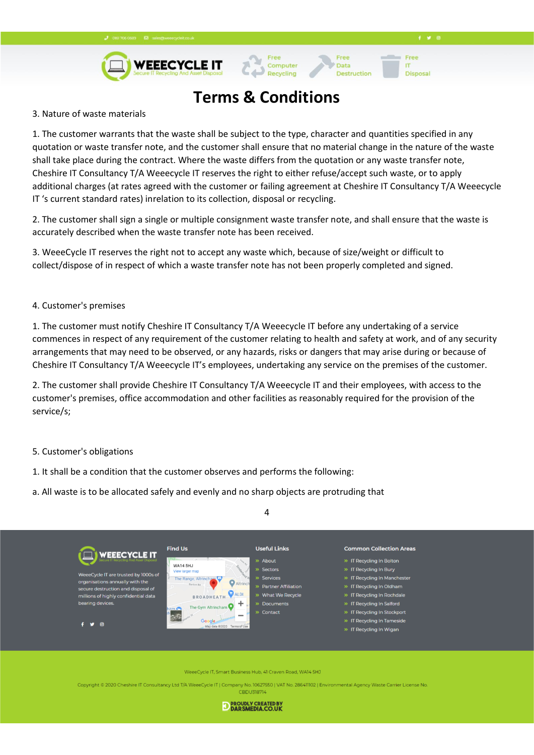3. Nature of waste materials

1. The customer warrants that the waste shall be subject to the type, character and quantities specified in any quotation or waste transfer note, and the customer shall ensure that no material change in the nature of the waste shall take place during the contract. Where the waste differs from the quotation or any waste transfer note, Cheshire IT Consultancy T/A Weeecycle IT reserves the right to either refuse/accept such waste, or to apply additional charges (at rates agreed with the customer or failing agreement at Cheshire IT Consultancy T/A Weeecycle IT 's current standard rates) inrelation to its collection, disposal or recycling.

2. The customer shall sign a single or multiple consignment waste transfer note, and shall ensure that the waste is accurately described when the waste transfer note has been received.

3. WeeeCycle IT reserves the right not to accept any waste which, because of size/weight or difficult to collect/dispose of in respect of which a waste transfer note has not been properly completed and signed.

4. Customer's premises

1. The customer must notify Cheshire IT Consultancy T/A Weeecycle IT before any undertaking of a service commences in respect of any requirement of the customer relating to health and safety at work, and of any security arrangements that may need to be observed, or any hazards, risks or dangers that may arise during or because of Cheshire IT Consultancy T/A Weeecycle IT's employees, undertaking any service on the premises of the customer.

2. The customer shall provide Cheshire IT Consultancy T/A Weeecycle IT and their employees, with access to the customer's premises, office accommodation and other facilities as reasonably required for the provision of the service/s;

5. Customer's obligations

1. It shall be a condition that the customer observes and performs the following:

a. All waste is to be allocated safely and evenly and no sharp objects are protruding that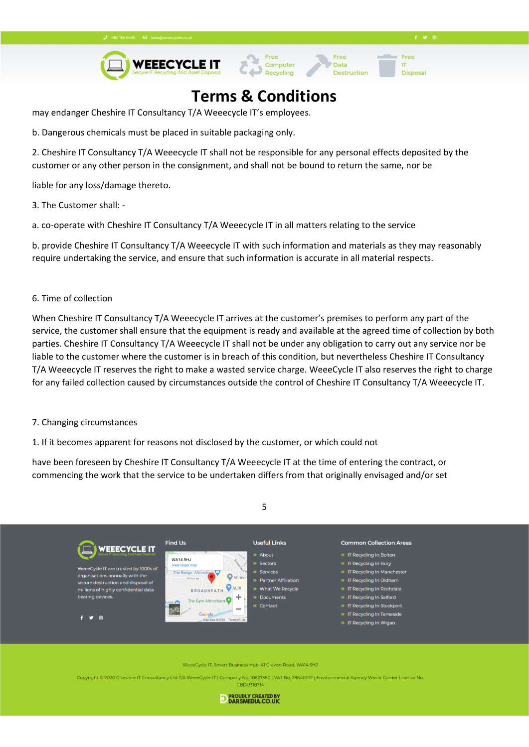may endanger Cheshire IT Consultancy T/A Weeecycle IT's employees.

b. Dangerous chemicals must be placed in suitable packaging only.

2. Cheshire IT Consultancy T/A Weeecycle IT shall not be responsible for any personal effects deposited by the customer or any other person in the consignment, and shall not be bound to return the same, nor be

liable for any loss/damage thereto.

3. The Customer shall: -

a. co-operate with Cheshire IT Consultancy T/A Weeecycle IT in all matters relating to the service

b. provide Cheshire IT Consultancy T/A Weeecycle IT with such information and materials as they may reasonably require undertaking the service, and ensure that such information is accurate in all material respects.

6. Time of collection

When Cheshire IT Consultancy T/A Weeecycle IT arrives at the customer's premises to perform any part of the service, the customer shall ensure that the equipment is ready and available at the agreed time of collection by both parties. Cheshire IT Consultancy T/A Weeecycle IT shall not be under any obligation to carry out any service nor be liable to the customer where the customer is in breach of this condition, but nevertheless Cheshire IT Consultancy T/A Weeecycle IT reserves the right to make a wasted service charge. WeeeCycle IT also reserves the right to charge for any failed collection caused by circumstances outside the control of Cheshire IT Consultancy T/A Weeecycle IT.

7. Changing circumstances

1. If it becomes apparent for reasons not disclosed by the customer, or which could not

have been foreseen by Cheshire IT Consultancy T/A Weeecycle IT at the time of entering the contract, or commencing the work that the service to be undertaken differs from that originally envisaged and/or set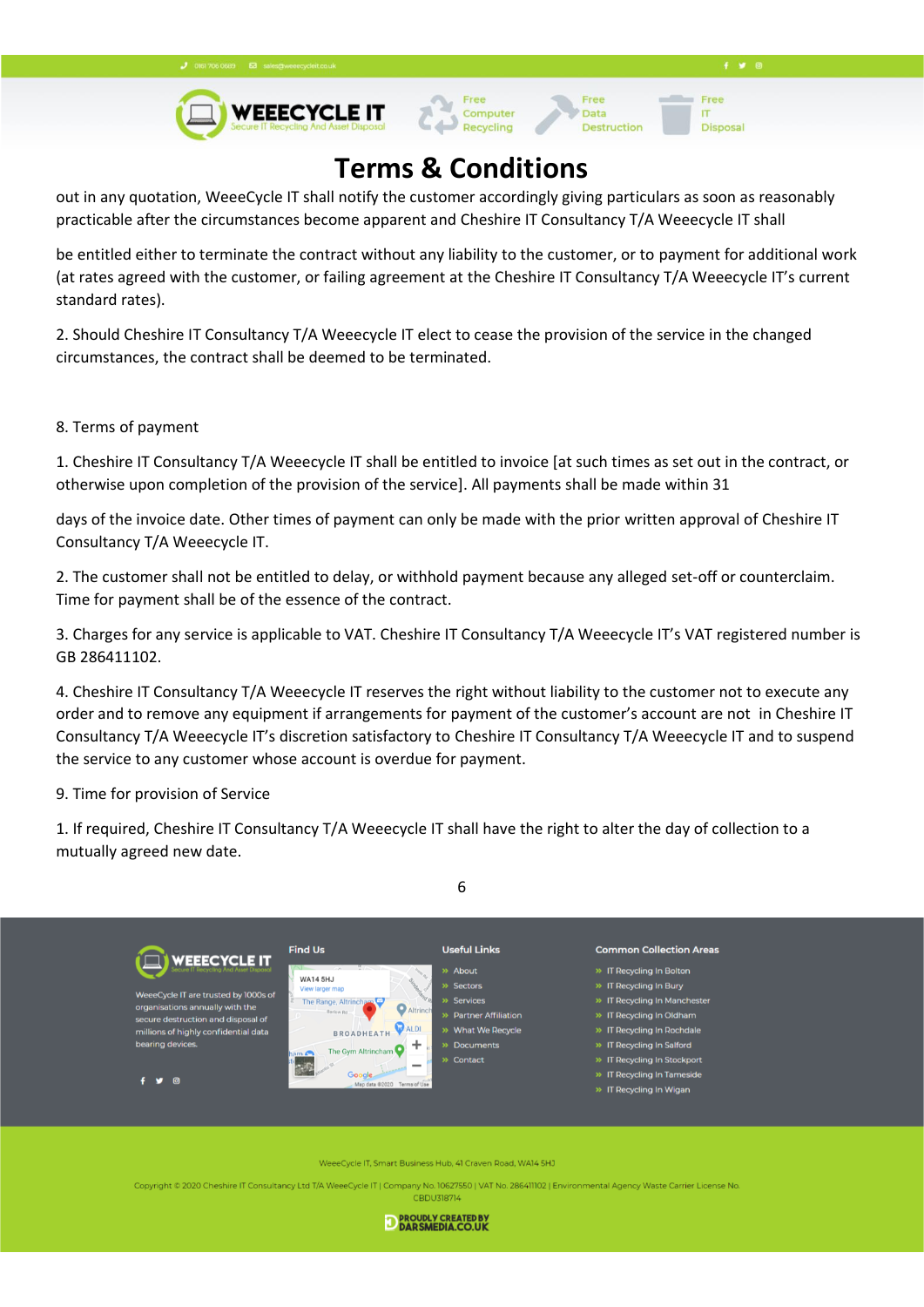out in any quotation, WeeeCycle IT shall notify the customer accordingly giving particulars as soon as reasonably practicable after the circumstances become apparent and Cheshire IT Consultancy T/A Weeecycle IT shall

be entitled either to terminate the contract without any liability to the customer, or to payment for additional work (at rates agreed with the customer, or failing agreement at the Cheshire IT Consultancy T/A Weeecycle IT's current standard rates).

2. Should Cheshire IT Consultancy T/A Weeecycle IT elect to cease the provision of the service in the changed circumstances, the contract shall be deemed to be terminated.

8. Terms of payment

1. Cheshire IT Consultancy T/A Weeecycle IT shall be entitled to invoice [at such times as set out in the contract, or otherwise upon completion of the provision of the service]. All payments shall be made within 31

days of the invoice date. Other times of payment can only be made with the prior written approval of Cheshire IT Consultancy T/A Weeecycle IT.

2. The customer shall not be entitled to delay, or withhold payment because any alleged set-off or counterclaim. Time for payment shall be of the essence of the contract.

3. Charges for any service is applicable to VAT. Cheshire IT Consultancy T/A Weeecycle IT's VAT registered number is GB 286411102.

4. Cheshire IT Consultancy T/A Weeecycle IT reserves the right without liability to the customer not to execute any order and to remove any equipment if arrangements for payment of the customer's account are not in Cheshire IT Consultancy T/A Weeecycle IT's discretion satisfactory to Cheshire IT Consultancy T/A Weeecycle IT and to suspend the service to any customer whose account is overdue for payment.

9. Time for provision of Service

1. If required, Cheshire IT Consultancy T/A Weeecycle IT shall have the right to alter the day of collection to a mutually agreed new date.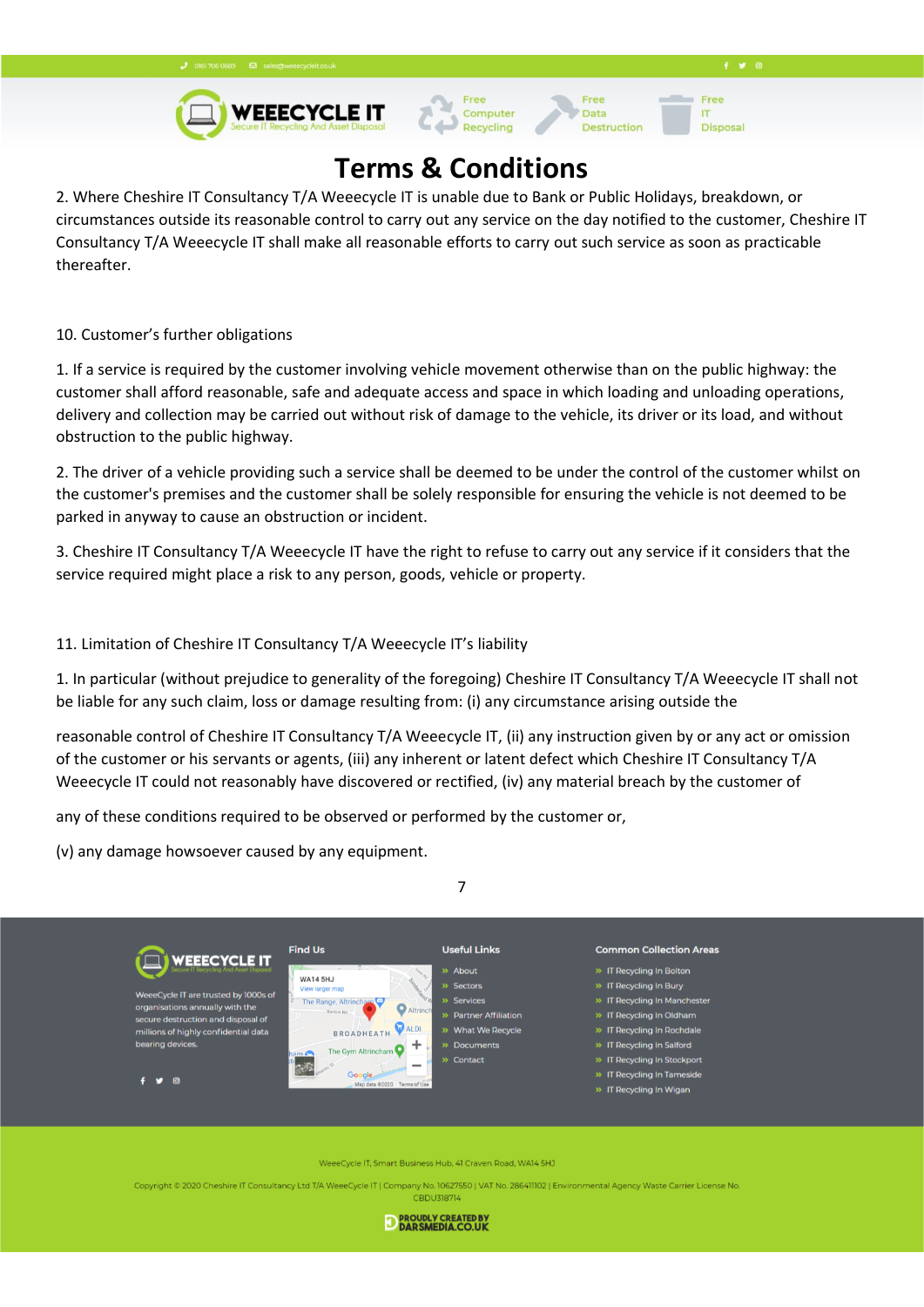# Terms & Conditions

2. Where Cheshire IT Consultancy T/A Weeecycle IT is unable due to Bank or Public Holidays, breakdown, or circumstances outside its reasonable control to carry out any service on the day notified to the customer, Cheshire IT Consultancy T/A Weeecycle IT shall make all reasonable efforts to carry out such service as soon as practicable thereafter.

10. Customer's further obligations

1. If a service is required by the customer involving vehicle movement otherwise than on the public highway: the customer shall afford reasonable, safe and adequate access and space in which loading and unloading operations, delivery and collection may be carried out without risk of damage to the vehicle, its driver or its load, and without obstruction to the public highway.

2. The driver of a vehicle providing such a service shall be deemed to be under the control of the customer whilst on the customer's premises and the customer shall be solely responsible for ensuring the vehicle is not deemed to be parked in anyway to cause an obstruction or incident.

3. Cheshire IT Consultancy T/A Weeecycle IT have the right to refuse to carry out any service if it considers that the service required might place a risk to any person, goods, vehicle or property.

11. Limitation of Cheshire IT Consultancy T/A Weeecycle IT's liability

1. In particular (without prejudice to generality of the foregoing) Cheshire IT Consultancy T/A Weeecycle IT shall not be liable for any such claim, loss or damage resulting from: (i) any circumstance arising outside the

reasonable control of Cheshire IT Consultancy T/A Weeecycle IT, (ii) any instruction given by or any act or omission of the customer or his servants or agents, (iii) any inherent or latent defect which Cheshire IT Consultancy T/A Weeecycle IT could not reasonably have discovered or rectified, (iv) any material breach by the customer of

any of these conditions required to be observed or performed by the customer or,

(v) any damage howsoever caused by any equipment.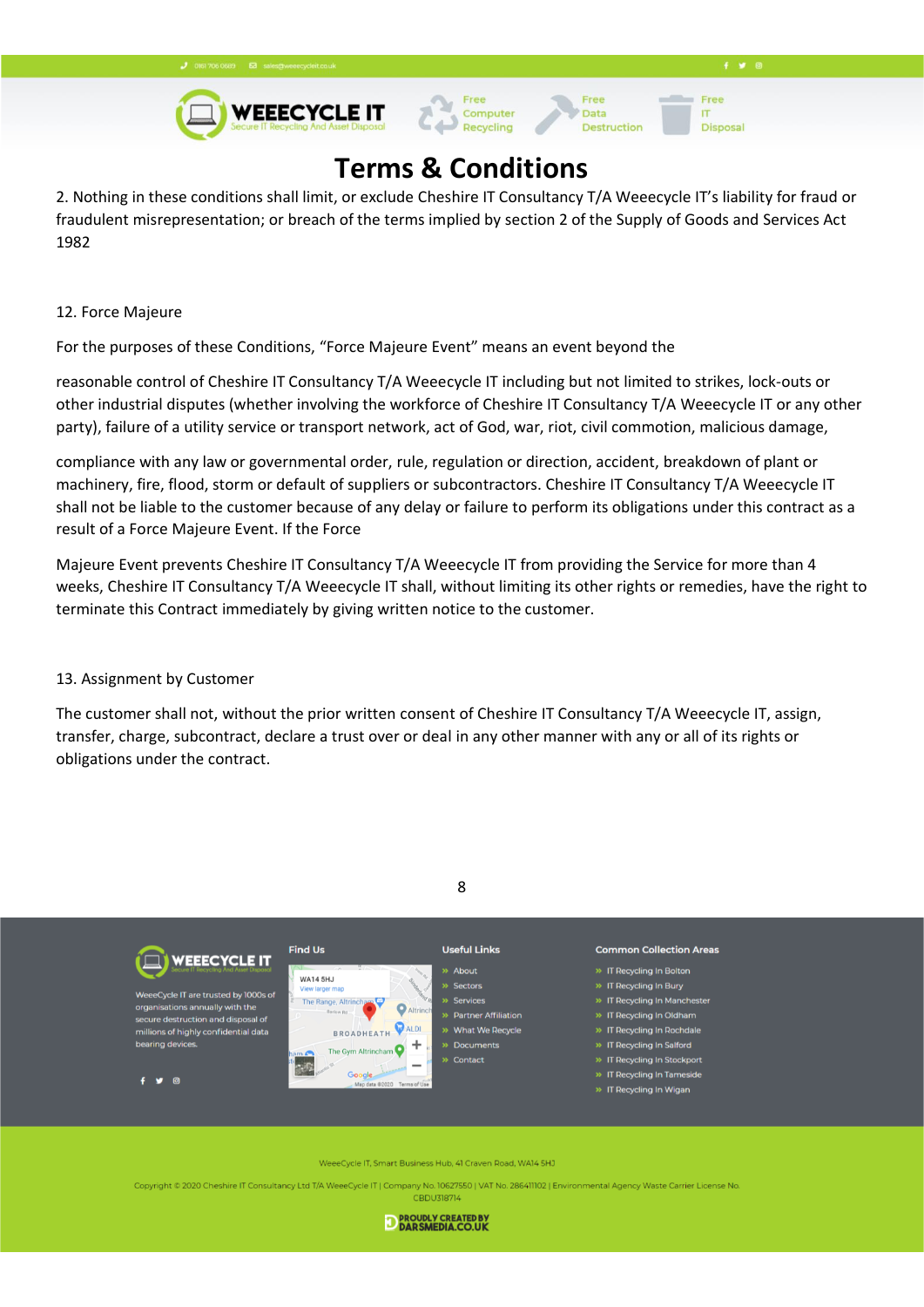# Terms & Conditions

2. Nothing in these conditions shall limit, or exclude Cheshire IT Consultancy T/A Weeecycle IT's liability for fraud or fraudulent misrepresentation; or breach of the terms implied by section 2 of the Supply of Goods and Services Act 1982

12. Force Majeure

For the purposes of these Conditions, "Force Majeure Event" means an event beyond the

reasonable control of Cheshire IT Consultancy T/A Weeecycle IT including but not limited to strikes, lock-outs or other industrial disputes (whether involving the workforce of Cheshire IT Consultancy T/A Weeecycle IT or any other party), failure of a utility service or transport network, act of God, war, riot, civil commotion, malicious damage,

compliance with any law or governmental order, rule, regulation or direction, accident, breakdown of plant or machinery, fire, flood, storm or default of suppliers or subcontractors. Cheshire IT Consultancy T/A Weeecycle IT shall not be liable to the customer because of any delay or failure to perform its obligations under this contract as a result of a Force Majeure Event. If the Force

Majeure Event prevents Cheshire IT Consultancy T/A Weeecycle IT from providing the Service for more than 4 weeks, Cheshire IT Consultancy T/A Weeecycle IT shall, without limiting its other rights or remedies, have the right to terminate this Contract immediately by giving written notice to the customer.

13. Assignment by Customer

The customer shall not, without the prior written consent of Cheshire IT Consultancy T/A Weeecycle IT, assign, transfer, charge, subcontract, declare a trust over or deal in any other manner with any or all of its rights or obligations under the contract.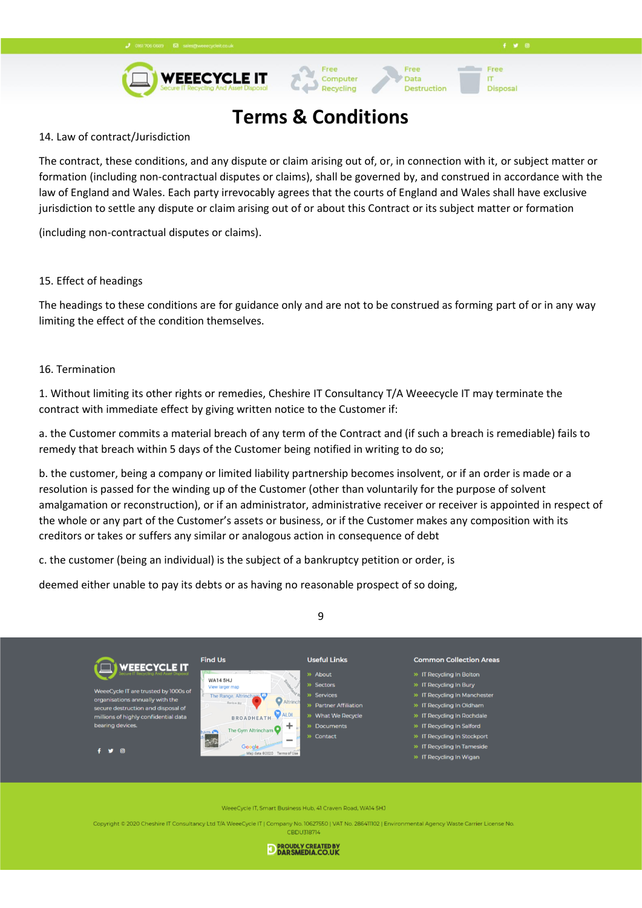# Terms & Conditions

14. Law of contract/Jurisdiction

The contract, these conditions, and any dispute or claim arising out of, or, in connection with it, or subject matter or formation (including non-contractual disputes or claims), shall be governed by, and construed in accordance with the law of England and Wales. Each party irrevocably agrees that the courts of England and Wales shall have exclusive jurisdiction to settle any dispute or claim arising out of or about this Contract or its subject matter or formation

(including non-contractual disputes or claims).

15. Effect of headings

The headings to these conditions are for guidance only and are not to be construed as forming part of or in any way limiting the effect of the condition themselves.

16. Termination

1. Without limiting its other rights or remedies, Cheshire IT Consultancy T/A Weeecycle IT may terminate the contract with immediate effect by giving written notice to the Customer if:

a. the Customer commits a material breach of any term of the Contract and (if such a breach is remediable) fails to remedy that breach within 5 days of the Customer being notified in writing to do so;

b. the customer, being a company or limited liability partnership becomes insolvent, or if an order is made or a resolution is passed for the winding up of the Customer (other than voluntarily for the purpose of solvent amalgamation or reconstruction), or if an administrator, administrative receiver or receiver is appointed in respect of the whole or any part of the Customer's assets or business, or if the Customer makes any composition with its creditors or takes or suffers any similar or analogous action in consequence of debt

c. the customer (being an individual) is the subject of a bankruptcy petition or order, is

deemed either unable to pay its debts or as having no reasonable prospect of so doing,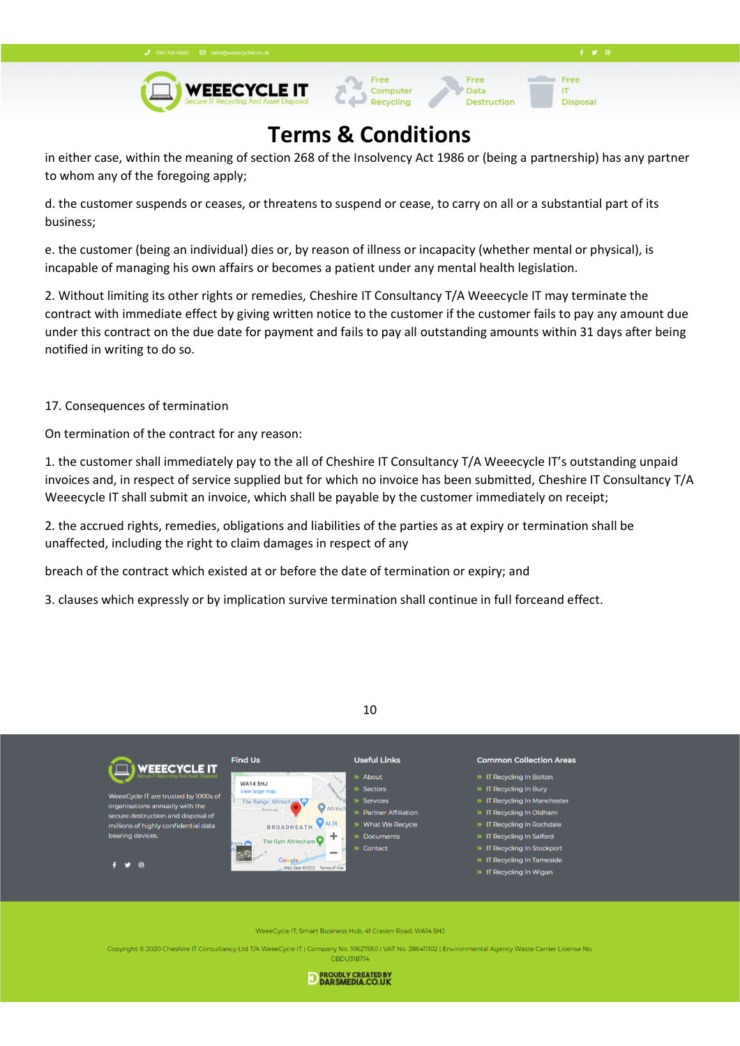# Terms & Conditions

in either case, within the meaning of section 268 of the Insolvency Act 1986 or (being a partnership) has any partner to whom any of the foregoing apply;

d. the customer suspends or ceases, or threatens to suspend or cease, to carry on all or a substantial part of its business;

e. the customer (being an individual) dies or, by reason of illness or incapacity (whether mental or physical), is incapable of managing his own affairs or becomes a patient under any mental health legislation.

2. Without limiting its other rights or remedies, Cheshire IT Consultancy T/A Weeecycle IT may terminate the contract with immediate effect by giving written notice to the customer if the customer fails to pay any amount due under this contract on the due date for payment and fails to pay all outstanding amounts within 31 days after being notified in writing to do so.

17. Consequences of termination

On termination of the contract for any reason:

1. the customer shall immediately pay to the all of Cheshire IT Consultancy T/A Weeecycle IT's outstanding unpaid invoices and, in respect of service supplied but for which no invoice has been submitted, Cheshire IT Consultancy T/A Weeecycle IT shall submit an invoice, which shall be payable by the customer immediately on receipt;

2. the accrued rights, remedies, obligations and liabilities of the parties as at expiry or termination shall be unaffected, including the right to claim damages in respect of any

breach of the contract which existed at or before the date of termination or expiry; and

3. clauses which expressly or by implication survive termination shall continue in full forceand effect.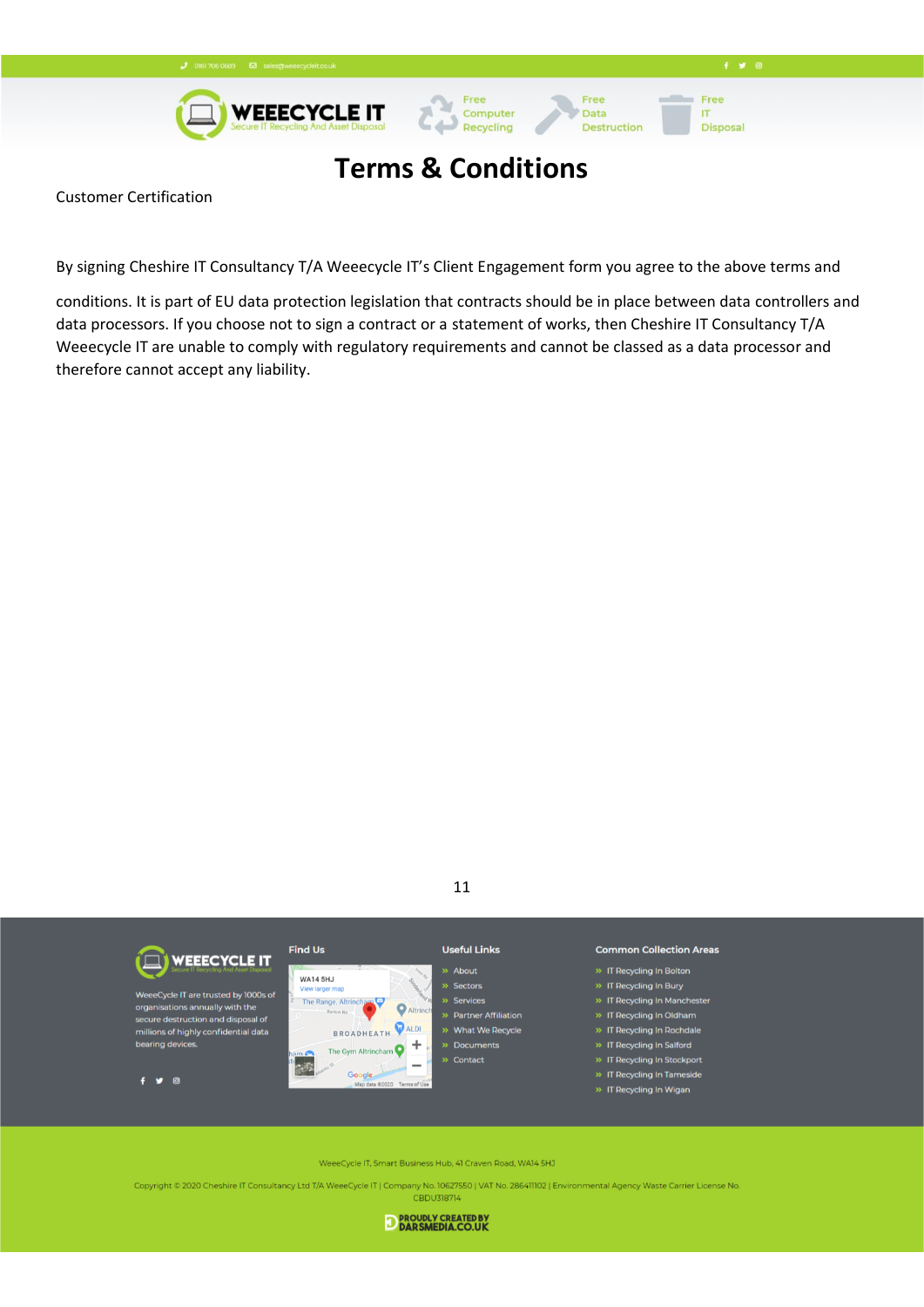# Terms & Conditions

Customer Certification

By signing Cheshire IT Consultancy T/A Weeecycle IT's Client Engagement form you agree to the above terms and

conditions. It is part of EU data protection legislation that contracts should be in place between data controllers and data processors. If you choose not to sign a contract or a statement of works, then Cheshire IT Consultancy T/A Weeecycle IT are unable to comply with regulatory requirements and cannot be classed as a data processor and therefore cannot accept any liability.